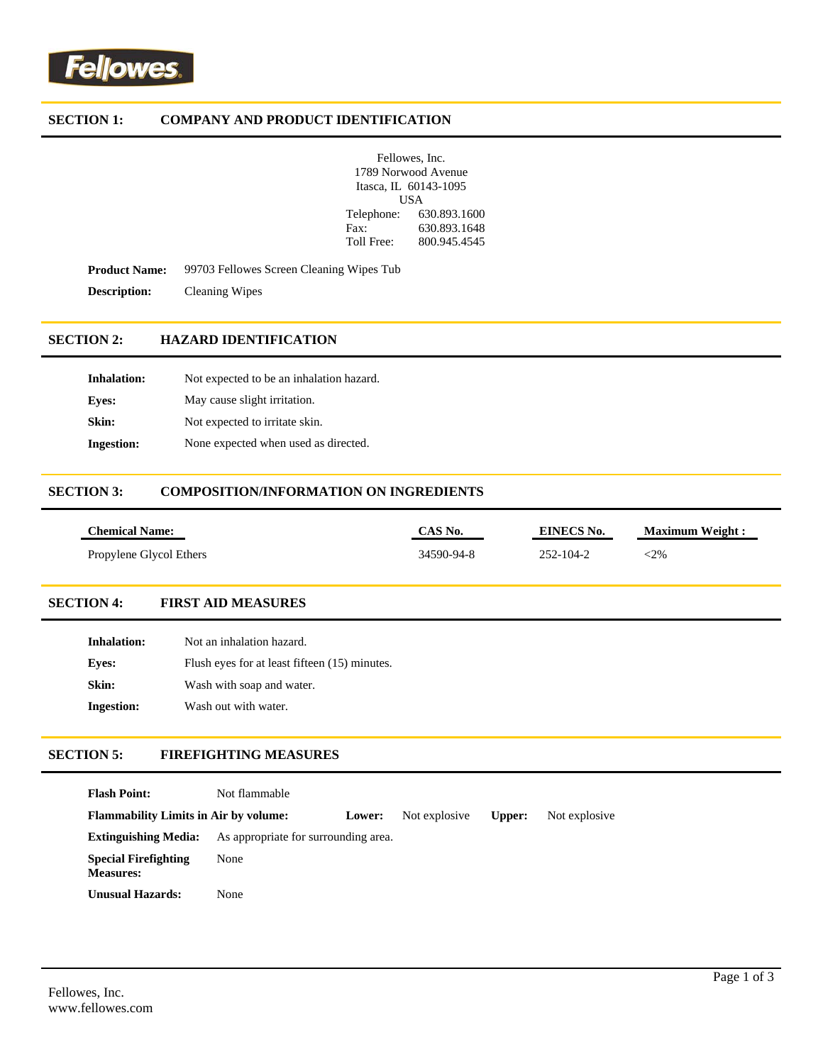Fellowes

## SECTION 1: COMPANY AND PRODUCT IDENTIFICATION

Fellowes, Inc.
1789 Norwood Avenue
Itasca, IL 60143-1095
USA
Telephone: 630.893.1600
Fax: 630.893.1648
Toll Free: 800.945.4545

**Product Name:** 99703 Fellowes Screen Cleaning Wipes Tub

**Description:** Cleaning Wipes

## SECTION 2: HAZARD IDENTIFICATION

**Inhalation:** Not expected to be an inhalation hazard.

**Eyes:** May cause slight irritation.

**Skin:** Not expected to irritate skin.

**Ingestion:** None expected when used as directed.

## SECTION 3: COMPOSITION/INFORMATION ON INGREDIENTS

| Chemical Name: | CAS No. | EINECS No. | Maximum Weight : |
|---|---|---|---|
| Propylene Glycol Ethers | 34590-94-8 | 252-104-2 | <2% |

## SECTION 4: FIRST AID MEASURES

**Inhalation:** Not an inhalation hazard.

**Eyes:** Flush eyes for at least fifteen (15) minutes.

**Skin:** Wash with soap and water.

**Ingestion:** Wash out with water.

## SECTION 5: FIREFIGHTING MEASURES

**Flash Point:** Not flammable

**Flammability Limits in Air by volume:** **Lower:** Not explosive **Upper:** Not explosive

**Extinguishing Media:** As appropriate for surrounding area.

**Special Firefighting Measures:** None

**Unusual Hazards:** None

Fellowes, Inc.
www.fellowes.com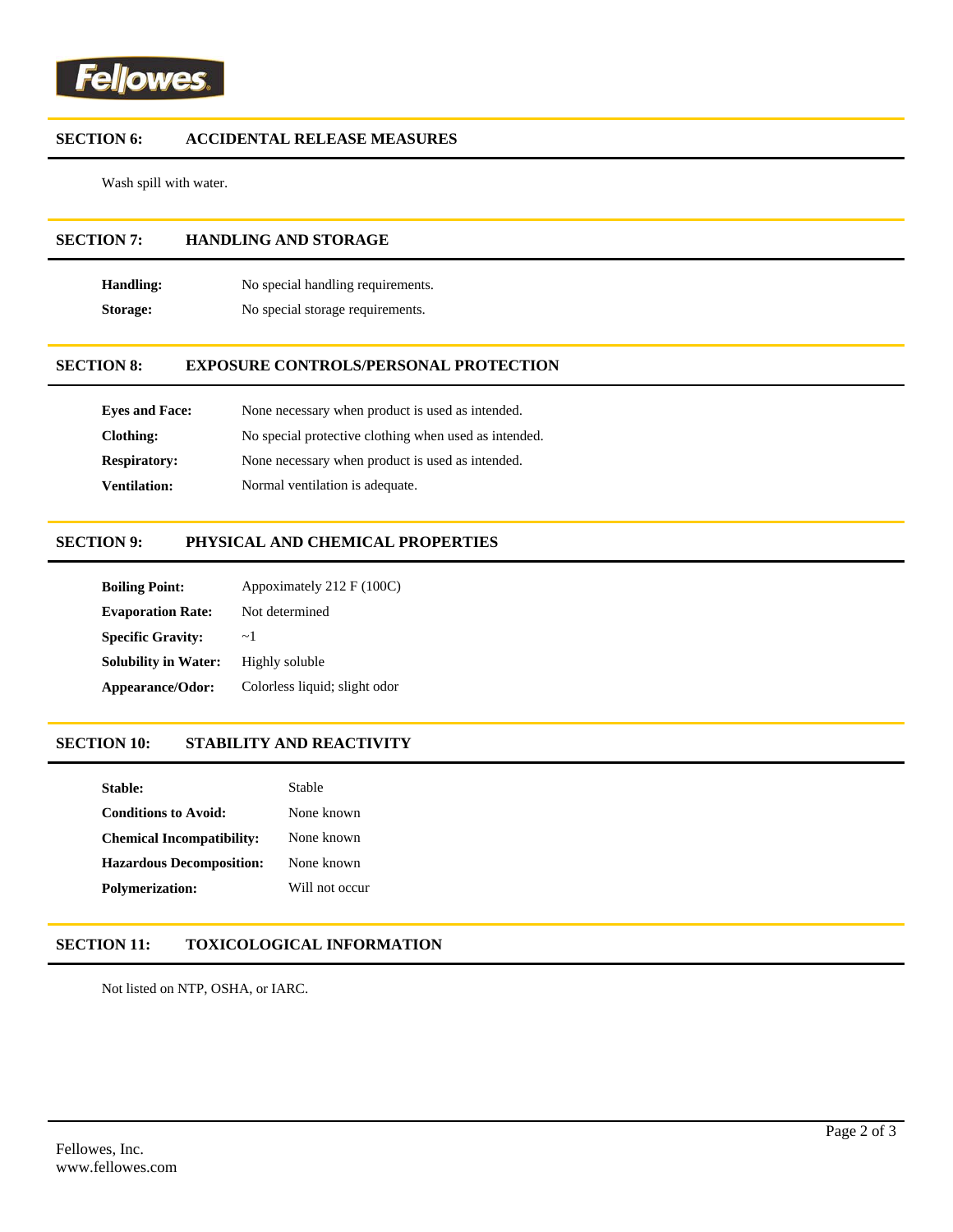## SECTION 6: ACCIDENTAL RELEASE MEASURES

Wash spill with water.

## SECTION 7: HANDLING AND STORAGE

**Handling:** No special handling requirements.

**Storage:** No special storage requirements.

## SECTION 8: EXPOSURE CONTROLS/PERSONAL PROTECTION

**Eyes and Face:** None necessary when product is used as intended.

**Clothing:** No special protective clothing when used as intended.

**Respiratory:** None necessary when product is used as intended.

**Ventilation:** Normal ventilation is adequate.

## SECTION 9: PHYSICAL AND CHEMICAL PROPERTIES

**Boiling Point:** Appoximately 212 F (100C)

**Evaporation Rate:** Not determined

**Specific Gravity:** ~1

**Solubility in Water:** Highly soluble

**Appearance/Odor:** Colorless liquid; slight odor

## SECTION 10: STABILITY AND REACTIVITY

**Stable:** Stable

**Conditions to Avoid:** None known

**Chemical Incompatibility:** None known

**Hazardous Decomposition:** None known

**Polymerization:** Will not occur

## SECTION 11: TOXICOLOGICAL INFORMATION

Not listed on NTP, OSHA, or IARC.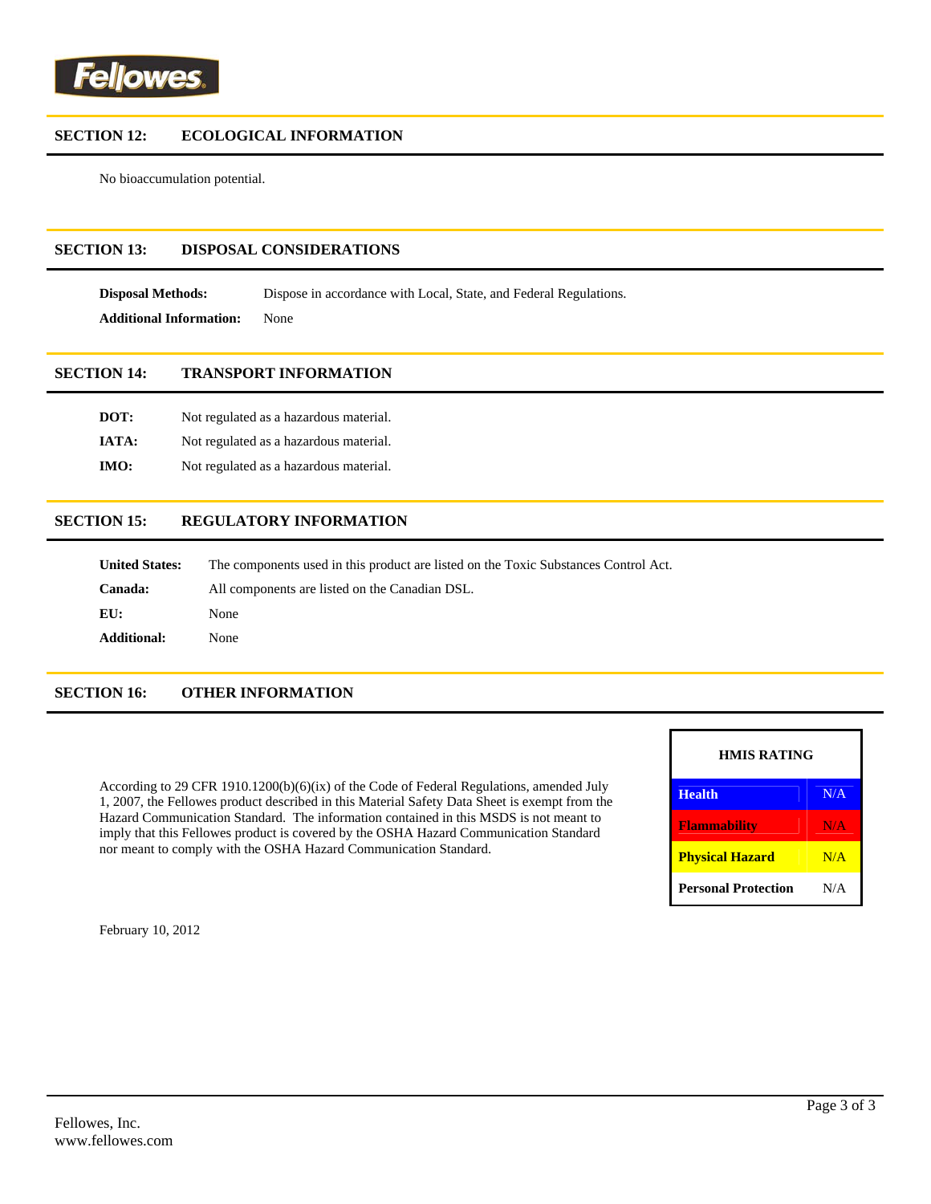## SECTION 12: ECOLOGICAL INFORMATION

No bioaccumulation potential.

## SECTION 13: DISPOSAL CONSIDERATIONS

**Disposal Methods:** Dispose in accordance with Local, State, and Federal Regulations.

**Additional Information:** None

## SECTION 14: TRANSPORT INFORMATION

**DOT:** Not regulated as a hazardous material.

**IATA:** Not regulated as a hazardous material.

**IMO:** Not regulated as a hazardous material.

## SECTION 15: REGULATORY INFORMATION

**United States:** The components used in this product are listed on the Toxic Substances Control Act.

**Canada:** All components are listed on the Canadian DSL.

**EU:** None

**Additional:** None

## SECTION 16: OTHER INFORMATION

According to 29 CFR 1910.1200(b)(6)(ix) of the Code of Federal Regulations, amended July 1, 2007, the Fellowes product described in this Material Safety Data Sheet is exempt from the Hazard Communication Standard. The information contained in this MSDS is not meant to imply that this Fellowes product is covered by the OSHA Hazard Communication Standard nor meant to comply with the OSHA Hazard Communication Standard.

| HMIS RATING | |
|---|---|
| **Health** | N/A |
| **Flammability** | N/A |
| **Physical Hazard** | N/A |
| **Personal Protection** | N/A |

February 10, 2012

Fellowes, Inc.
www.fellowes.com